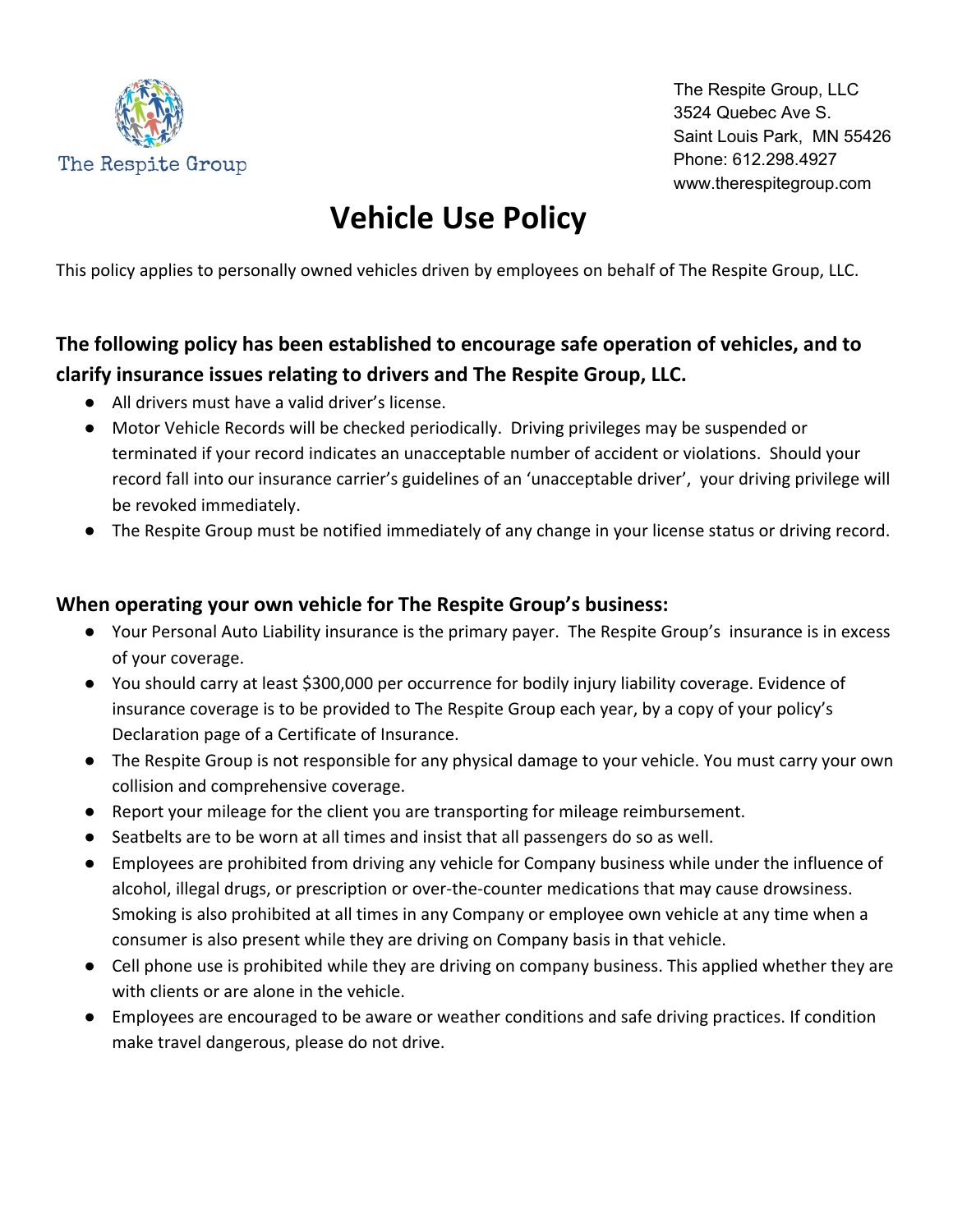The Respite Group

The Respite Group, LLC
3524 Quebec Ave S.
Saint Louis Park, MN 55426
Phone: 612.298.4927
www.therespitegroup.com

# Vehicle Use Policy

This policy applies to personally owned vehicles driven by employees on behalf of The Respite Group, LLC.

### The following policy has been established to encourage safe operation of vehicles, and to clarify insurance issues relating to drivers and The Respite Group, LLC.

- All drivers must have a valid driver's license.
- Motor Vehicle Records will be checked periodically. Driving privileges may be suspended or terminated if your record indicates an unacceptable number of accident or violations. Should your record fall into our insurance carrier's guidelines of an 'unacceptable driver', your driving privilege will be revoked immediately.
- The Respite Group must be notified immediately of any change in your license status or driving record.

### When operating your own vehicle for The Respite Group's business:

- Your Personal Auto Liability insurance is the primary payer. The Respite Group's insurance is in excess of your coverage.
- You should carry at least $300,000 per occurrence for bodily injury liability coverage. Evidence of insurance coverage is to be provided to The Respite Group each year, by a copy of your policy's Declaration page of a Certificate of Insurance.
- The Respite Group is not responsible for any physical damage to your vehicle. You must carry your own collision and comprehensive coverage.
- Report your mileage for the client you are transporting for mileage reimbursement.
- Seatbelts are to be worn at all times and insist that all passengers do so as well.
- Employees are prohibited from driving any vehicle for Company business while under the influence of alcohol, illegal drugs, or prescription or over-the-counter medications that may cause drowsiness. Smoking is also prohibited at all times in any Company or employee own vehicle at any time when a consumer is also present while they are driving on Company basis in that vehicle.
- Cell phone use is prohibited while they are driving on company business. This applied whether they are with clients or are alone in the vehicle.
- Employees are encouraged to be aware or weather conditions and safe driving practices. If condition make travel dangerous, please do not drive.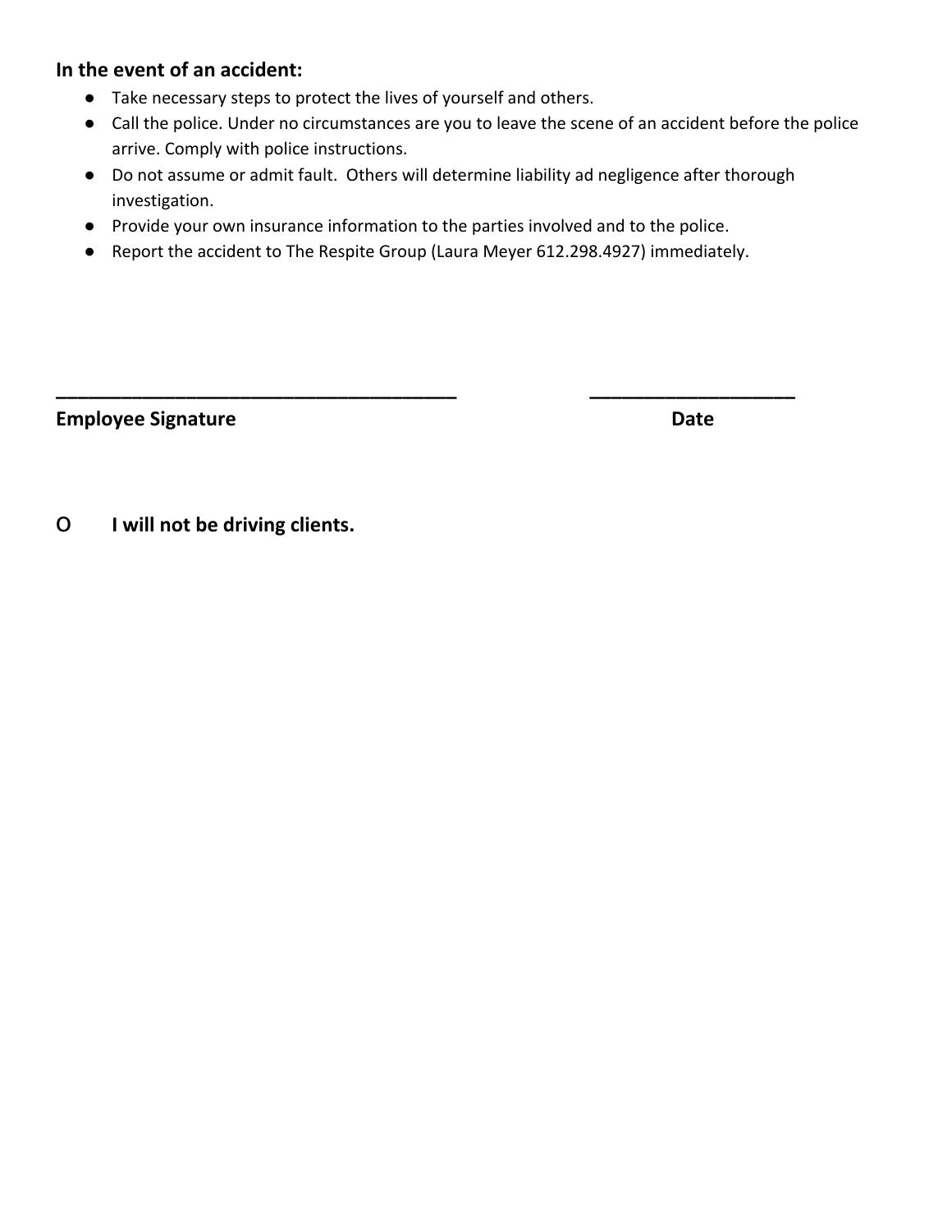**In the event of an accident:**

- Take necessary steps to protect the lives of yourself and others.
- Call the police. Under no circumstances are you to leave the scene of an accident before the police arrive. Comply with police instructions.
- Do not assume or admit fault. Others will determine liability ad negligence after thorough investigation.
- Provide your own insurance information to the parties involved and to the police.
- Report the accident to The Respite Group (Laura Meyer 612.298.4927) immediately.

**______________________________________** **___________________**

**Employee Signature** **Date**

O **I will not be driving clients.**